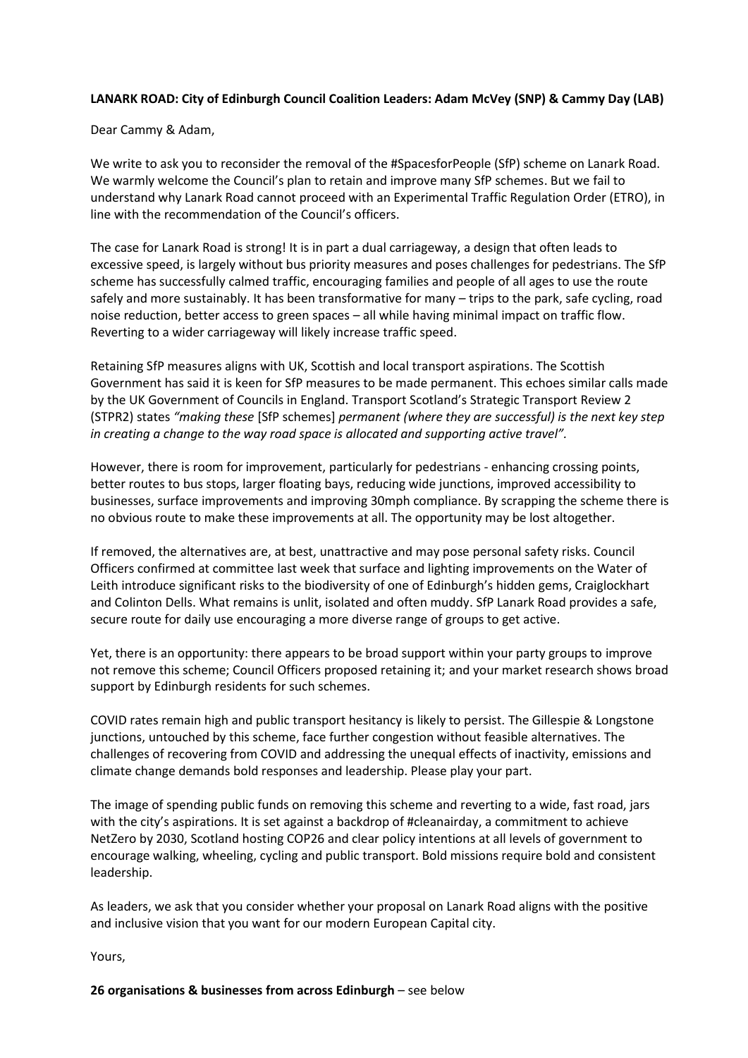**LANARK ROAD: City of Edinburgh Council Coalition Leaders: Adam McVey (SNP) & Cammy Day (LAB)**

Dear Cammy & Adam,

We write to ask you to reconsider the removal of the #SpacesforPeople (SfP) scheme on Lanark Road. We warmly welcome the Council's plan to retain and improve many SfP schemes. But we fail to understand why Lanark Road cannot proceed with an Experimental Traffic Regulation Order (ETRO), in line with the recommendation of the Council's officers.

The case for Lanark Road is strong! It is in part a dual carriageway, a design that often leads to excessive speed, is largely without bus priority measures and poses challenges for pedestrians. The SfP scheme has successfully calmed traffic, encouraging families and people of all ages to use the route safely and more sustainably. It has been transformative for many – trips to the park, safe cycling, road noise reduction, better access to green spaces – all while having minimal impact on traffic flow. Reverting to a wider carriageway will likely increase traffic speed.

Retaining SfP measures aligns with UK, Scottish and local transport aspirations. The Scottish Government has said it is keen for SfP measures to be made permanent. This echoes similar calls made by the UK Government of Councils in England. Transport Scotland's Strategic Transport Review 2 (STPR2) states *"making these* [SfP schemes] *permanent (where they are successful) is the next key step in creating a change to the way road space is allocated and supporting active travel".*

However, there is room for improvement, particularly for pedestrians - enhancing crossing points, better routes to bus stops, larger floating bays, reducing wide junctions, improved accessibility to businesses, surface improvements and improving 30mph compliance. By scrapping the scheme there is no obvious route to make these improvements at all. The opportunity may be lost altogether.

If removed, the alternatives are, at best, unattractive and may pose personal safety risks. Council Officers confirmed at committee last week that surface and lighting improvements on the Water of Leith introduce significant risks to the biodiversity of one of Edinburgh's hidden gems, Craiglockhart and Colinton Dells. What remains is unlit, isolated and often muddy. SfP Lanark Road provides a safe, secure route for daily use encouraging a more diverse range of groups to get active.

Yet, there is an opportunity: there appears to be broad support within your party groups to improve not remove this scheme; Council Officers proposed retaining it; and your market research shows broad support by Edinburgh residents for such schemes.

COVID rates remain high and public transport hesitancy is likely to persist. The Gillespie & Longstone junctions, untouched by this scheme, face further congestion without feasible alternatives. The challenges of recovering from COVID and addressing the unequal effects of inactivity, emissions and climate change demands bold responses and leadership. Please play your part.

The image of spending public funds on removing this scheme and reverting to a wide, fast road, jars with the city's aspirations. It is set against a backdrop of #cleanairday, a commitment to achieve NetZero by 2030, Scotland hosting COP26 and clear policy intentions at all levels of government to encourage walking, wheeling, cycling and public transport. Bold missions require bold and consistent leadership.

As leaders, we ask that you consider whether your proposal on Lanark Road aligns with the positive and inclusive vision that you want for our modern European Capital city.

Yours,

**26 organisations & businesses from across Edinburgh** – see below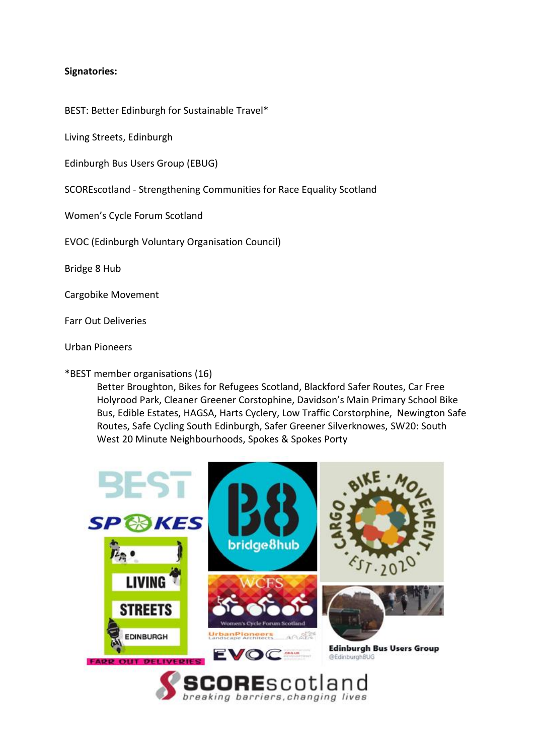**Signatories:**

BEST: Better Edinburgh for Sustainable Travel*

Living Streets, Edinburgh

Edinburgh Bus Users Group (EBUG)

SCOREscotland - Strengthening Communities for Race Equality Scotland

Women's Cycle Forum Scotland

EVOC (Edinburgh Voluntary Organisation Council)

Bridge 8 Hub

Cargobike Movement

Farr Out Deliveries

Urban Pioneers

*BEST member organisations (16)

Better Broughton, Bikes for Refugees Scotland, Blackford Safer Routes, Car Free Holyrood Park, Cleaner Greener Corstophine, Davidson's Main Primary School Bike Bus, Edible Estates, HAGSA, Harts Cyclery, Low Traffic Corstorphine, Newington Safe Routes, Safe Cycling South Edinburgh, Safer Greener Silverknowes, SW20: South West 20 Minute Neighbourhoods, Spokes & Spokes Porty